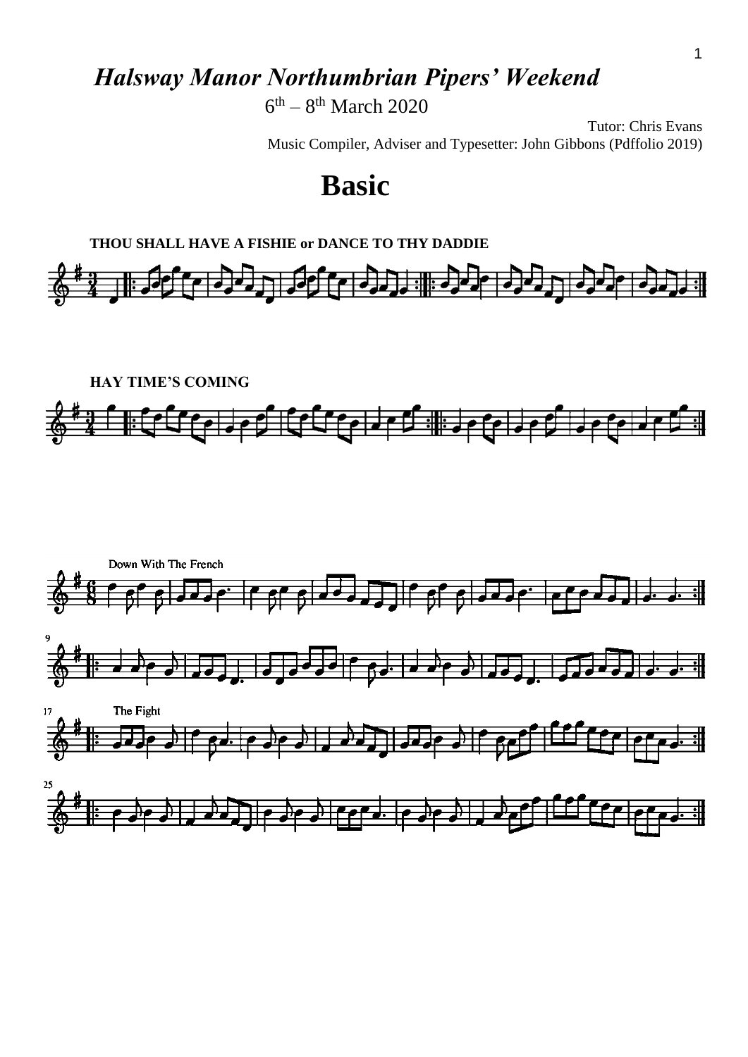# *Halsway Manor Northumbrian Pipers' Weekend*

6th – 8th March 2020

Tutor: Chris Evans

Music Compiler, Adviser and Typesetter: John Gibbons (Pdffolio 2019)

# Basic

**THOU SHALL HAVE A FISHIE or DANCE TO THY DADDIE**

**HAY TIME'S COMING**

Down With The French

The Fight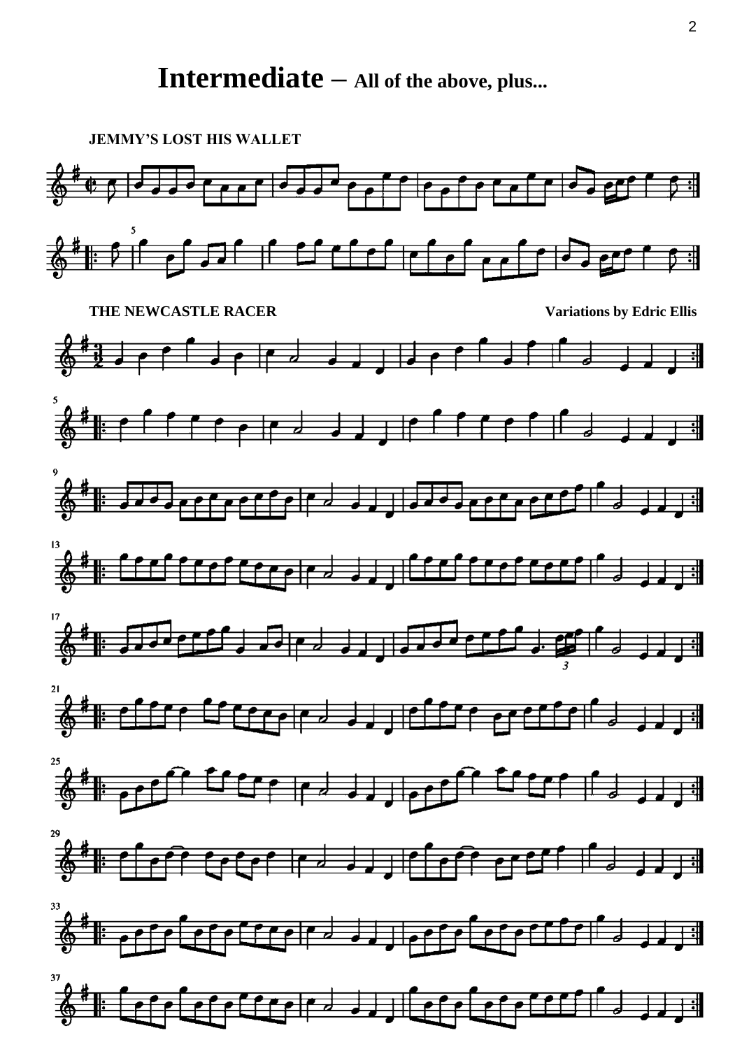# Intermediate – All of the above, plus...

**JEMMY'S LOST HIS WALLET**

**THE NEWCASTLE RACER**

**Variations by Edric Ellis**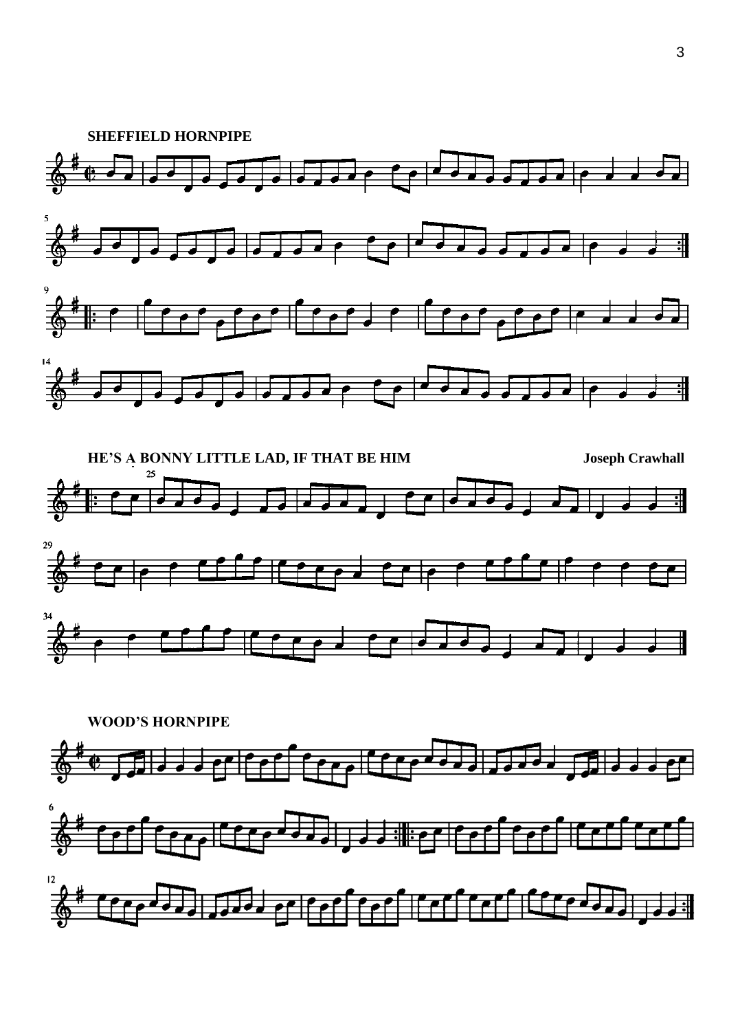**SHEFFIELD HORNPIPE**

**HE'S A BONNY LITTLE LAD, IF THAT BE HIM** **Joseph Crawhall**

**WOOD'S HORNPIPE**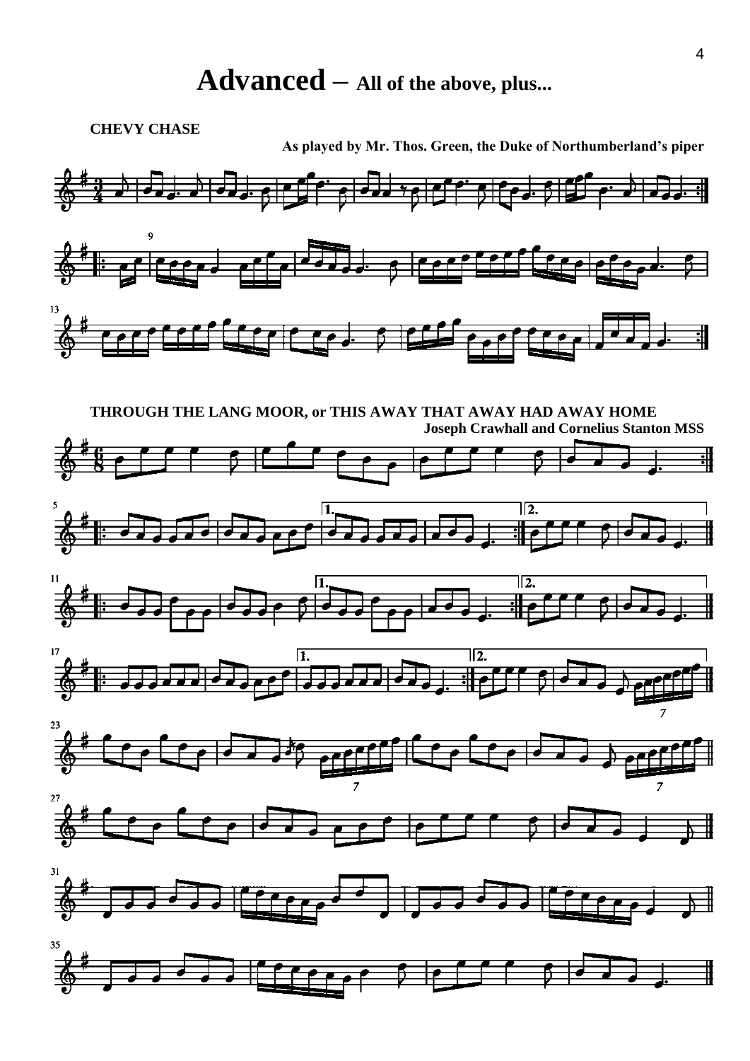# Advanced – All of the above, plus...

**CHEVY CHASE**

**As played by Mr. Thos. Green, the Duke of Northumberland's piper**

**THROUGH THE LANG MOOR, or THIS AWAY THAT AWAY HAD AWAY HOME**

**Joseph Crawhall and Cornelius Stanton MSS**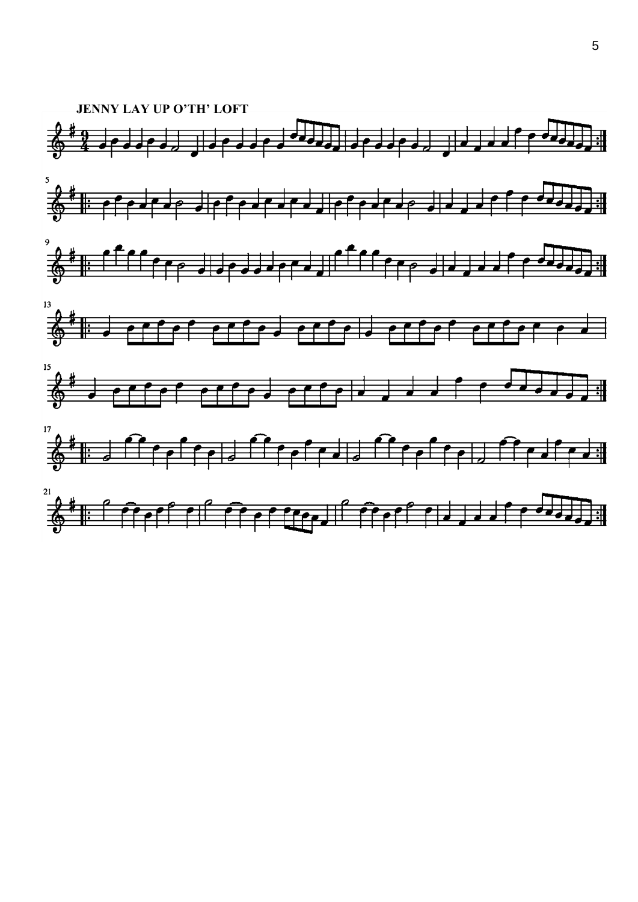**JENNY LAY UP O'TH' LOFT**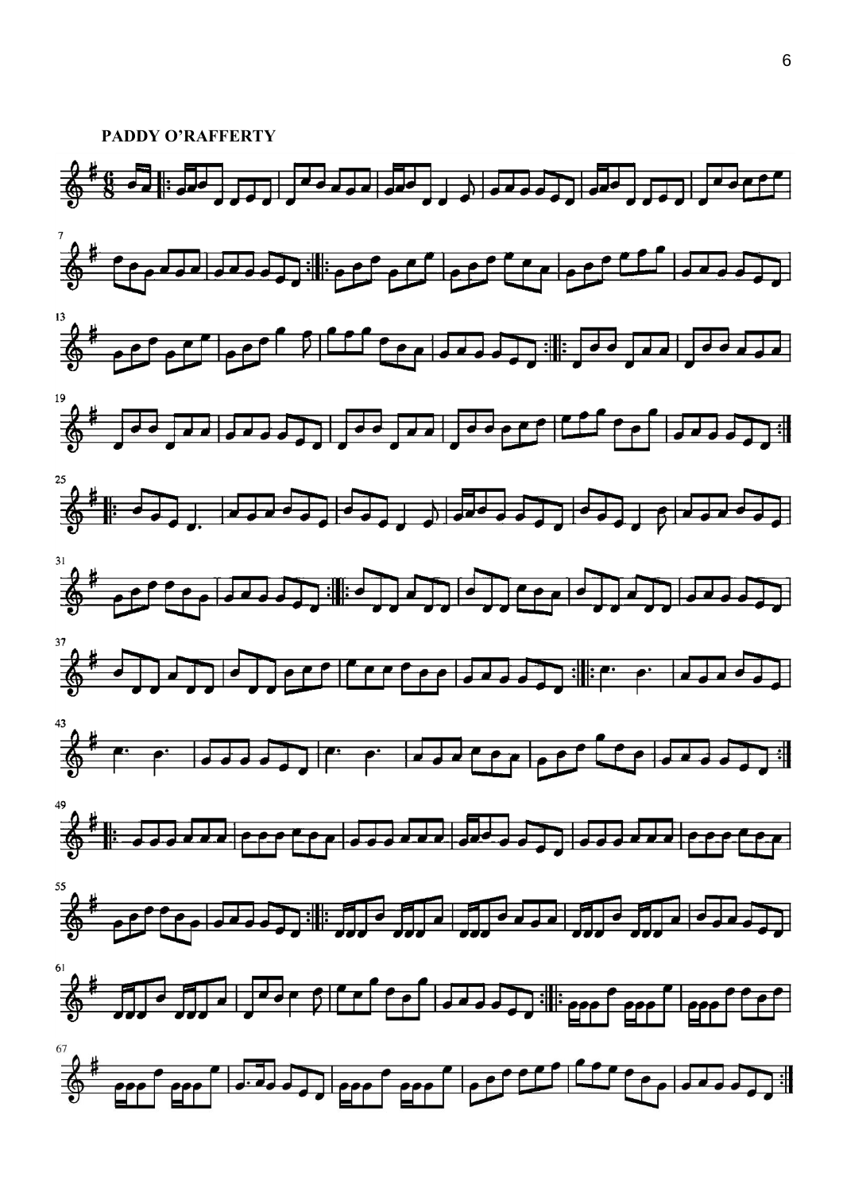**PADDY O'RAFFERTY**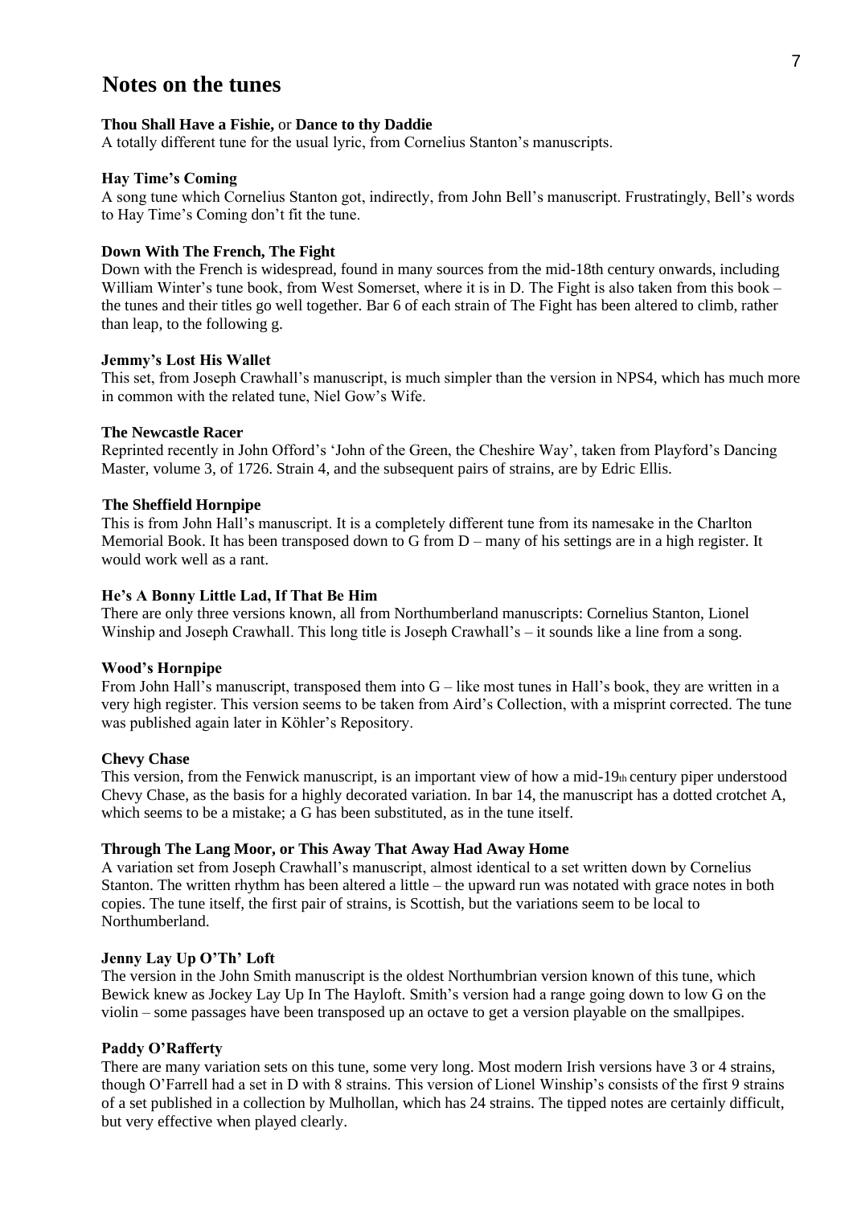# Notes on the tunes

**Thou Shall Have a Fishie,** or **Dance to thy Daddie**

A totally different tune for the usual lyric, from Cornelius Stanton's manuscripts.

**Hay Time's Coming**

A song tune which Cornelius Stanton got, indirectly, from John Bell's manuscript. Frustratingly, Bell's words to Hay Time's Coming don't fit the tune.

**Down With The French, The Fight**

Down with the French is widespread, found in many sources from the mid-18th century onwards, including William Winter's tune book, from West Somerset, where it is in D. The Fight is also taken from this book – the tunes and their titles go well together. Bar 6 of each strain of The Fight has been altered to climb, rather than leap, to the following g.

**Jemmy's Lost His Wallet**

This set, from Joseph Crawhall's manuscript, is much simpler than the version in NPS4, which has much more in common with the related tune, Niel Gow's Wife.

**The Newcastle Racer**

Reprinted recently in John Offord's 'John of the Green, the Cheshire Way', taken from Playford's Dancing Master, volume 3, of 1726. Strain 4, and the subsequent pairs of strains, are by Edric Ellis.

**The Sheffield Hornpipe**

This is from John Hall's manuscript. It is a completely different tune from its namesake in the Charlton Memorial Book. It has been transposed down to G from D – many of his settings are in a high register. It would work well as a rant.

**He's A Bonny Little Lad, If That Be Him**

There are only three versions known, all from Northumberland manuscripts: Cornelius Stanton, Lionel Winship and Joseph Crawhall. This long title is Joseph Crawhall's – it sounds like a line from a song.

**Wood's Hornpipe**

From John Hall's manuscript, transposed them into G – like most tunes in Hall's book, they are written in a very high register. This version seems to be taken from Aird's Collection, with a misprint corrected. The tune was published again later in Köhler's Repository.

**Chevy Chase**

This version, from the Fenwick manuscript, is an important view of how a mid-19th century piper understood Chevy Chase, as the basis for a highly decorated variation. In bar 14, the manuscript has a dotted crotchet A, which seems to be a mistake; a G has been substituted, as in the tune itself.

**Through The Lang Moor, or This Away That Away Had Away Home**

A variation set from Joseph Crawhall's manuscript, almost identical to a set written down by Cornelius Stanton. The written rhythm has been altered a little – the upward run was notated with grace notes in both copies. The tune itself, the first pair of strains, is Scottish, but the variations seem to be local to Northumberland.

**Jenny Lay Up O'Th' Loft**

The version in the John Smith manuscript is the oldest Northumbrian version known of this tune, which Bewick knew as Jockey Lay Up In The Hayloft. Smith's version had a range going down to low G on the violin – some passages have been transposed up an octave to get a version playable on the smallpipes.

**Paddy O'Rafferty**

There are many variation sets on this tune, some very long. Most modern Irish versions have 3 or 4 strains, though O'Farrell had a set in D with 8 strains. This version of Lionel Winship's consists of the first 9 strains of a set published in a collection by Mulhollan, which has 24 strains. The tipped notes are certainly difficult, but very effective when played clearly.